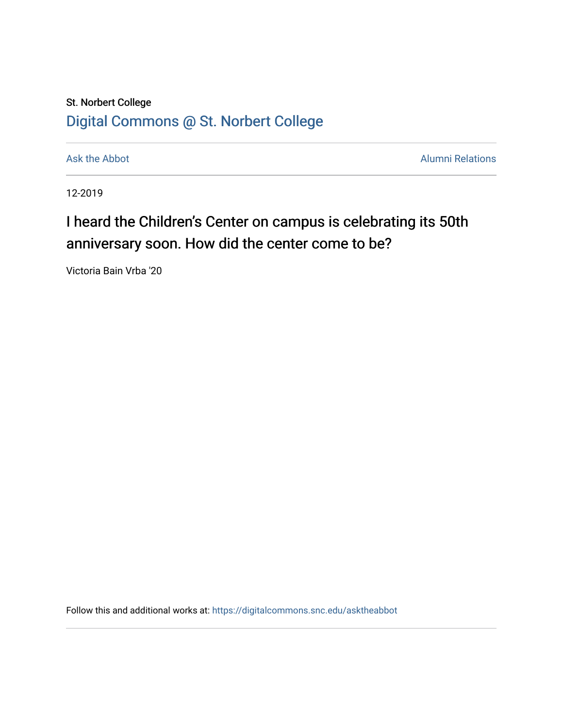St. Norbert College

[Digital Commons @ St. Norbert College](https://digitalcommons.snc.edu)

Ask the Abbot | Alumni Relations

12-2019

# I heard the Children's Center on campus is celebrating its 50th anniversary soon. How did the center come to be?

Victoria Bain Vrba '20

Follow this and additional works at: https://digitalcommons.snc.edu/asktheabbot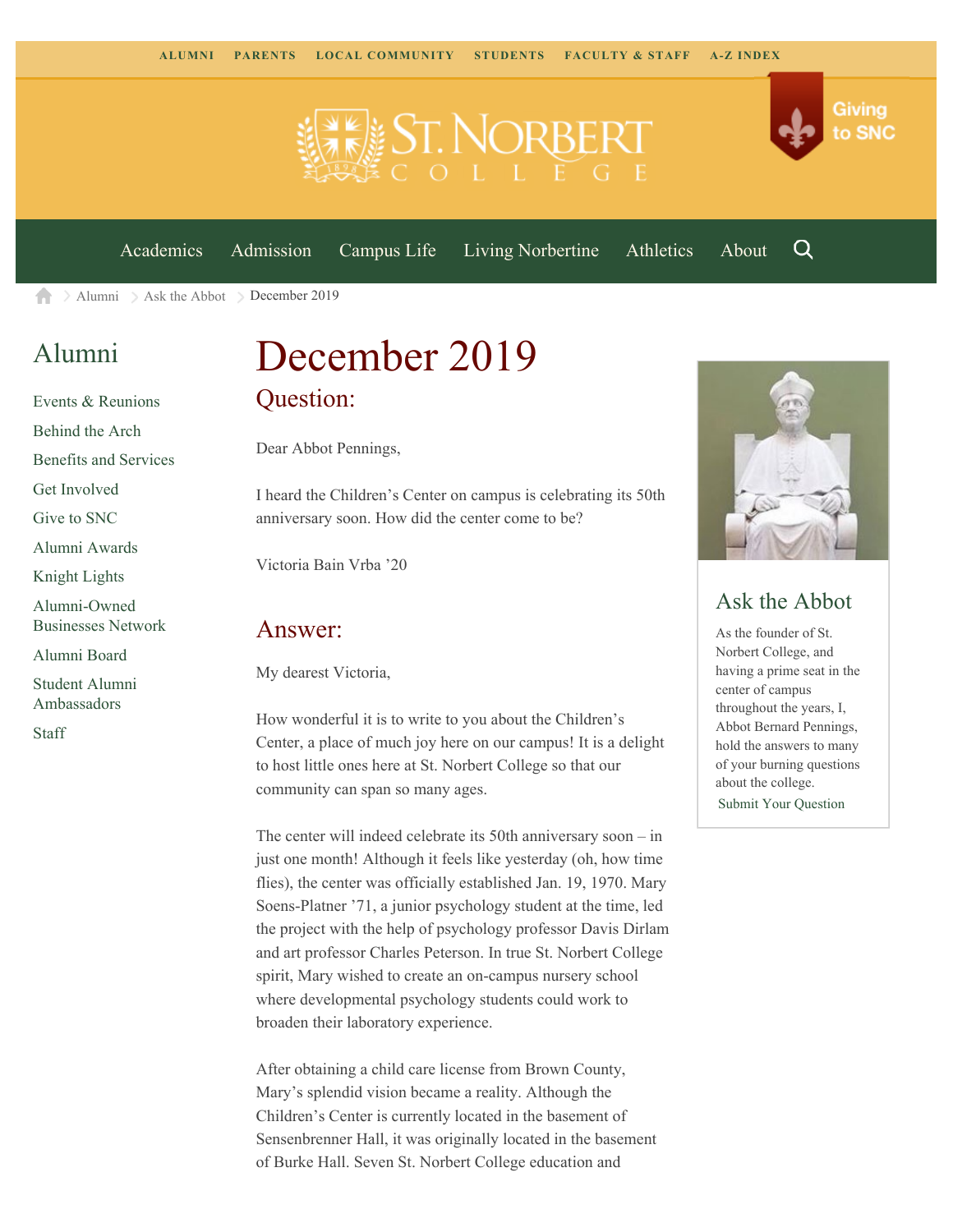ALUMNI PARENTS LOCAL COMMUNITY STUDENTS FACULTY & STAFF A-Z INDEX

Giving to SNC

Academics Admission Campus Life Living Norbertine Athletics About

Alumni > Ask the Abbot > December 2019

## Alumni

- Events & Reunions
- Behind the Arch
- Benefits and Services
- Get Involved
- Give to SNC
- Alumni Awards
- Knight Lights
- Alumni-Owned Businesses Network
- Alumni Board
- Student Alumni Ambassadors
- Staff

# December 2019

## Question:

Dear Abbot Pennings,

I heard the Children's Center on campus is celebrating its 50th anniversary soon. How did the center come to be?

Victoria Bain Vrba '20

## Answer:

My dearest Victoria,

How wonderful it is to write to you about the Children's Center, a place of much joy here on our campus! It is a delight to host little ones here at St. Norbert College so that our community can span so many ages.

The center will indeed celebrate its 50th anniversary soon – in just one month! Although it feels like yesterday (oh, how time flies), the center was officially established Jan. 19, 1970. Mary Soens-Platner '71, a junior psychology student at the time, led the project with the help of psychology professor Davis Dirlam and art professor Charles Peterson. In true St. Norbert College spirit, Mary wished to create an on-campus nursery school where developmental psychology students could work to broaden their laboratory experience.

After obtaining a child care license from Brown County, Mary's splendid vision became a reality. Although the Children's Center is currently located in the basement of Sensenbrenner Hall, it was originally located in the basement of Burke Hall. Seven St. Norbert College education and

## Ask the Abbot

As the founder of St. Norbert College, and having a prime seat in the center of campus throughout the years, I, Abbot Bernard Pennings, hold the answers to many of your burning questions about the college.

Submit Your Question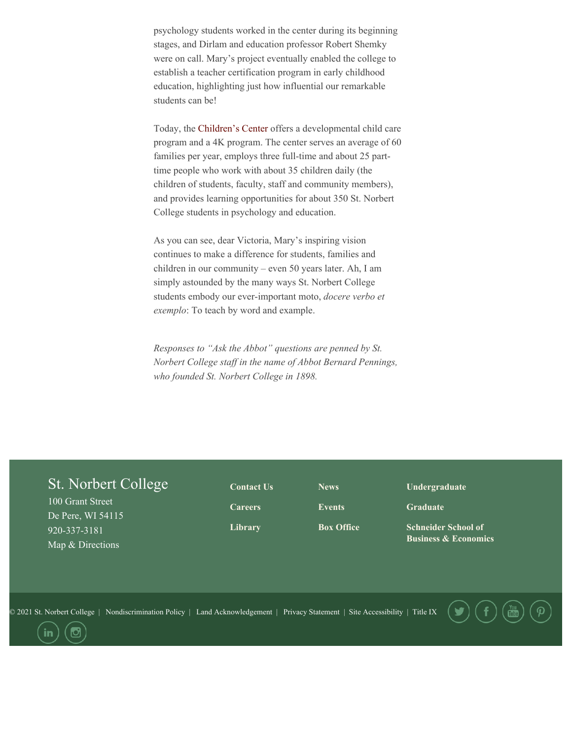psychology students worked in the center during its beginning stages, and Dirlam and education professor Robert Shemky were on call. Mary's project eventually enabled the college to establish a teacher certification program in early childhood education, highlighting just how influential our remarkable students can be!

Today, the Children's Center offers a developmental child care program and a 4K program. The center serves an average of 60 families per year, employs three full-time and about 25 part-time people who work with about 35 children daily (the children of students, faculty, staff and community members), and provides learning opportunities for about 350 St. Norbert College students in psychology and education.

As you can see, dear Victoria, Mary's inspiring vision continues to make a difference for students, families and children in our community – even 50 years later. Ah, I am simply astounded by the many ways St. Norbert College students embody our ever-important moto, *docere verbo et exemplo*: To teach by word and example.

*Responses to "Ask the Abbot" questions are penned by St. Norbert College staff in the name of Abbot Bernard Pennings, who founded St. Norbert College in 1898.*

St. Norbert College
100 Grant Street
De Pere, WI 54115
920-337-3181
Map & Directions

**Contact Us**
**Careers**
**Library**
**News**
**Events**
**Box Office**
**Undergraduate**
**Graduate**
**Schneider School of Business & Economics**

© 2021 St. Norbert College | Nondiscrimination Policy | Land Acknowledgement | Privacy Statement | Site Accessibility | Title IX